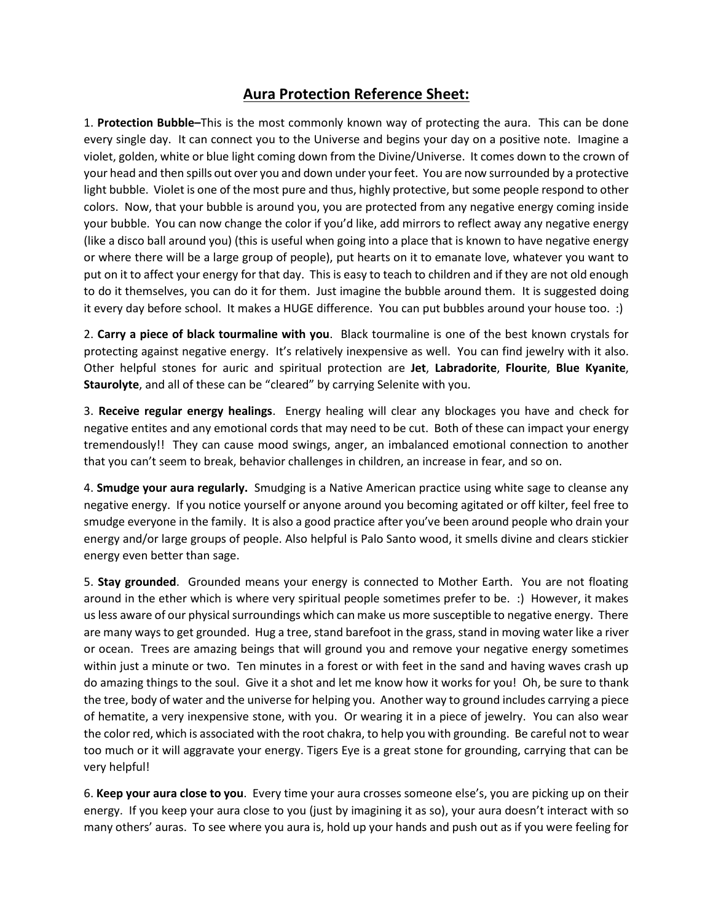# Aura Protection Reference Sheet:

1. **Protection Bubble–**This is the most commonly known way of protecting the aura. This can be done every single day. It can connect you to the Universe and begins your day on a positive note. Imagine a violet, golden, white or blue light coming down from the Divine/Universe. It comes down to the crown of your head and then spills out over you and down under your feet. You are now surrounded by a protective light bubble. Violet is one of the most pure and thus, highly protective, but some people respond to other colors. Now, that your bubble is around you, you are protected from any negative energy coming inside your bubble. You can now change the color if you'd like, add mirrors to reflect away any negative energy (like a disco ball around you) (this is useful when going into a place that is known to have negative energy or where there will be a large group of people), put hearts on it to emanate love, whatever you want to put on it to affect your energy for that day. This is easy to teach to children and if they are not old enough to do it themselves, you can do it for them. Just imagine the bubble around them. It is suggested doing it every day before school. It makes a HUGE difference. You can put bubbles around your house too. :)

2. **Carry a piece of black tourmaline with you**. Black tourmaline is one of the best known crystals for protecting against negative energy. It's relatively inexpensive as well. You can find jewelry with it also. Other helpful stones for auric and spiritual protection are **Jet**, **Labradorite**, **Flourite**, **Blue Kyanite**, **Staurolyte**, and all of these can be "cleared" by carrying Selenite with you.

3. **Receive regular energy healings**. Energy healing will clear any blockages you have and check for negative entites and any emotional cords that may need to be cut. Both of these can impact your energy tremendously!! They can cause mood swings, anger, an imbalanced emotional connection to another that you can't seem to break, behavior challenges in children, an increase in fear, and so on.

4. **Smudge your aura regularly.** Smudging is a Native American practice using white sage to cleanse any negative energy. If you notice yourself or anyone around you becoming agitated or off kilter, feel free to smudge everyone in the family. It is also a good practice after you've been around people who drain your energy and/or large groups of people. Also helpful is Palo Santo wood, it smells divine and clears stickier energy even better than sage.

5. **Stay grounded**. Grounded means your energy is connected to Mother Earth. You are not floating around in the ether which is where very spiritual people sometimes prefer to be. :) However, it makes us less aware of our physical surroundings which can make us more susceptible to negative energy. There are many ways to get grounded. Hug a tree, stand barefoot in the grass, stand in moving water like a river or ocean. Trees are amazing beings that will ground you and remove your negative energy sometimes within just a minute or two. Ten minutes in a forest or with feet in the sand and having waves crash up do amazing things to the soul. Give it a shot and let me know how it works for you! Oh, be sure to thank the tree, body of water and the universe for helping you. Another way to ground includes carrying a piece of hematite, a very inexpensive stone, with you. Or wearing it in a piece of jewelry. You can also wear the color red, which is associated with the root chakra, to help you with grounding. Be careful not to wear too much or it will aggravate your energy. Tigers Eye is a great stone for grounding, carrying that can be very helpful!

6. **Keep your aura close to you**. Every time your aura crosses someone else's, you are picking up on their energy. If you keep your aura close to you (just by imagining it as so), your aura doesn't interact with so many others' auras. To see where you aura is, hold up your hands and push out as if you were feeling for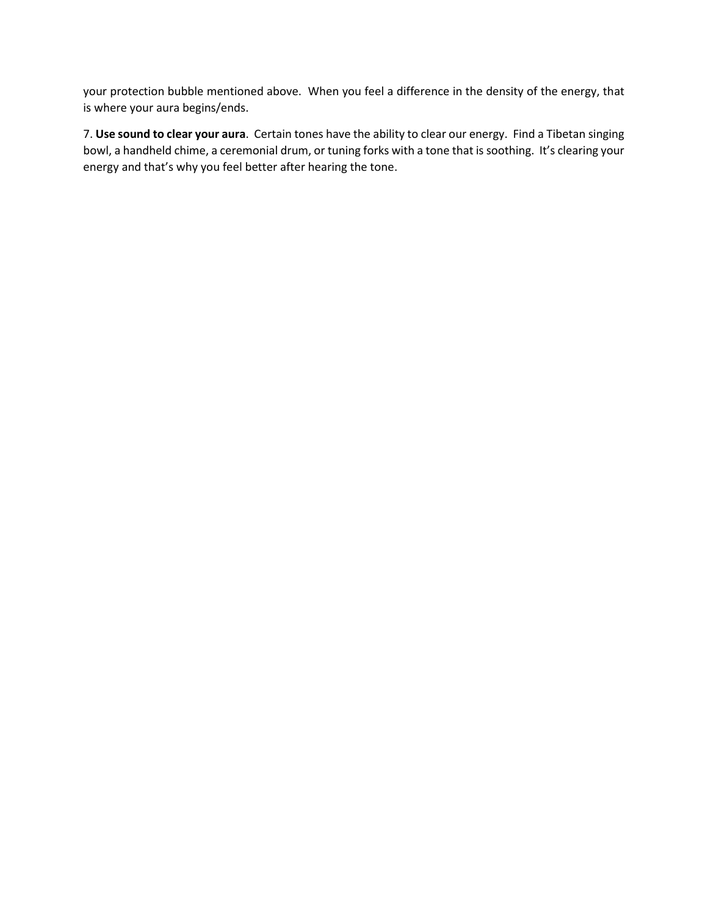your protection bubble mentioned above. When you feel a difference in the density of the energy, that is where your aura begins/ends.

7. **Use sound to clear your aura**. Certain tones have the ability to clear our energy. Find a Tibetan singing bowl, a handheld chime, a ceremonial drum, or tuning forks with a tone that is soothing. It's clearing your energy and that's why you feel better after hearing the tone.